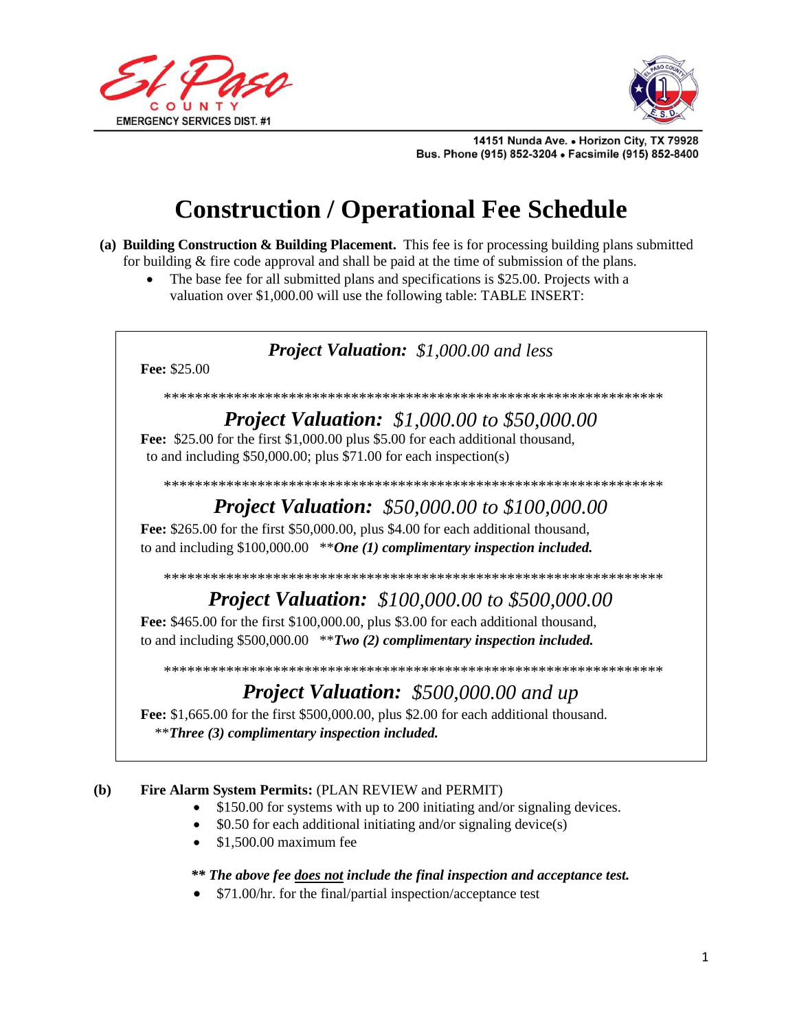El Paso COUNTY EMERGENCY SERVICES DIST. #1

14151 Nunda Ave. • Horizon City, TX 79928
Bus. Phone (915) 852-3204 • Facsimile (915) 852-8400

# Construction / Operational Fee Schedule

**(a) Building Construction & Building Placement.** This fee is for processing building plans submitted for building & fire code approval and shall be paid at the time of submission of the plans.

- The base fee for all submitted plans and specifications is $25.00. Projects with a valuation over $1,000.00 will use the following table: TABLE INSERT:

***Project Valuation:*** *$1,000.00 and less*

**Fee:** $25.00

*****************************************************************

***Project Valuation:*** *$1,000.00 to $50,000.00*

**Fee:** $25.00 for the first $1,000.00 plus $5.00 for each additional thousand, to and including $50,000.00; plus $71.00 for each inspection(s)

*****************************************************************

***Project Valuation:*** *$50,000.00 to $100,000.00*

**Fee:** $265.00 for the first $50,000.00, plus $4.00 for each additional thousand, to and including $100,000.00 ***One (1) complimentary inspection included.***

*****************************************************************

***Project Valuation:*** *$100,000.00 to $500,000.00*

**Fee:** $465.00 for the first $100,000.00, plus $3.00 for each additional thousand, to and including $500,000.00 ***Two (2) complimentary inspection included.***

*****************************************************************

***Project Valuation:*** *$500,000.00 and up*

**Fee:** $1,665.00 for the first $500,000.00, plus $2.00 for each additional thousand. ***Three (3) complimentary inspection included.***

**(b) Fire Alarm System Permits:** (PLAN REVIEW and PERMIT)

- $150.00 for systems with up to 200 initiating and/or signaling devices.
- $0.50 for each additional initiating and/or signaling device(s)
- $1,500.00 maximum fee

***\*\* The above fee <u>does not</u> include the final inspection and acceptance test.***

- $71.00/hr. for the final/partial inspection/acceptance test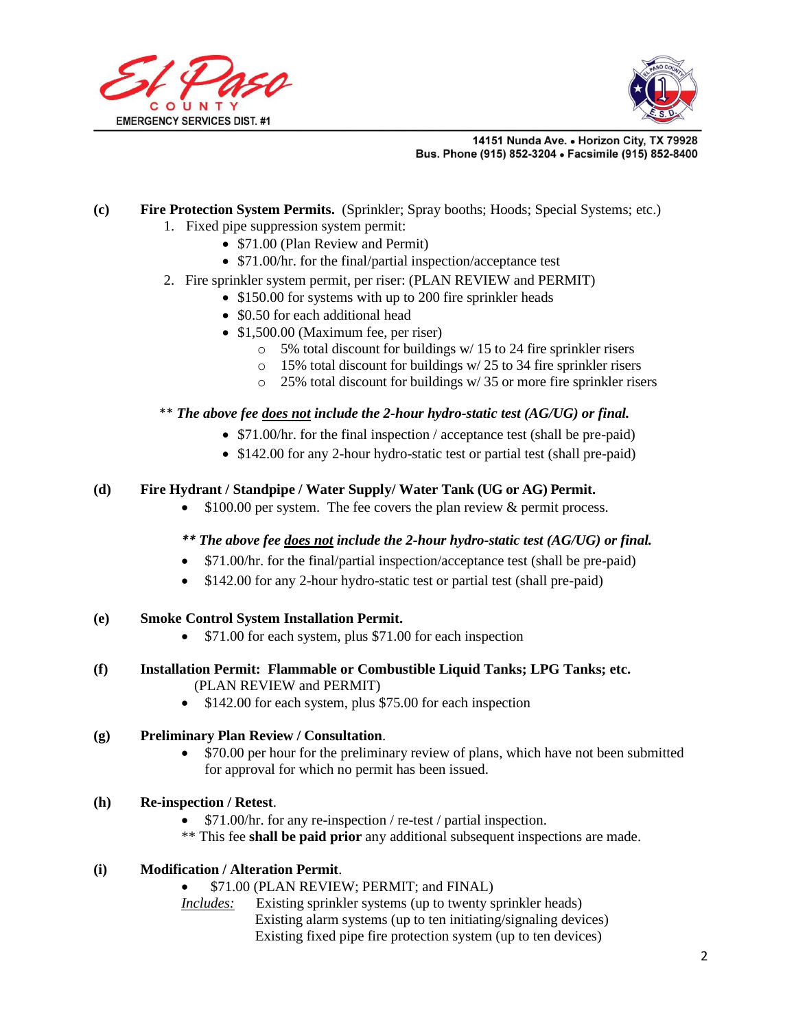**(c) Fire Protection System Permits.** (Sprinkler; Spray booths; Hoods; Special Systems; etc.)

1. Fixed pipe suppression system permit:
   - $71.00 (Plan Review and Permit)
   - $71.00/hr. for the final/partial inspection/acceptance test
2. Fire sprinkler system permit, per riser: (PLAN REVIEW and PERMIT)
   - $150.00 for systems with up to 200 fire sprinkler heads
   - $0.50 for each additional head
   - $1,500.00 (Maximum fee, per riser)
     - 5% total discount for buildings w/ 15 to 24 fire sprinkler risers
     - 15% total discount for buildings w/ 25 to 34 fire sprinkler risers
     - 25% total discount for buildings w/ 35 or more fire sprinkler risers

** ***The above fee <u>does not</u> include the 2-hour hydro-static test (AG/UG) or final.***

- $71.00/hr. for the final inspection / acceptance test (shall be pre-paid)
- $142.00 for any 2-hour hydro-static test or partial test (shall pre-paid)

**(d) Fire Hydrant / Standpipe / Water Supply/ Water Tank (UG or AG) Permit.**

- $100.00 per system. The fee covers the plan review & permit process.

***** The above fee <u>does not</u> include the 2-hour hydro-static test (AG/UG) or final.***

- $71.00/hr. for the final/partial inspection/acceptance test (shall be pre-paid)
- $142.00 for any 2-hour hydro-static test or partial test (shall pre-paid)

**(e) Smoke Control System Installation Permit.**

- $71.00 for each system, plus $71.00 for each inspection

**(f) Installation Permit: Flammable or Combustible Liquid Tanks; LPG Tanks; etc.**
(PLAN REVIEW and PERMIT)

- $142.00 for each system, plus $75.00 for each inspection

**(g) Preliminary Plan Review / Consultation**.

- $70.00 per hour for the preliminary review of plans, which have not been submitted for approval for which no permit has been issued.

**(h) Re-inspection / Retest**.

- $71.00/hr. for any re-inspection / re-test / partial inspection.

** This fee **shall be paid prior** any additional subsequent inspections are made.

**(i) Modification / Alteration Permit**.

- $71.00 (PLAN REVIEW; PERMIT; and FINAL)

*<u>Includes:</u>* Existing sprinkler systems (up to twenty sprinkler heads)
Existing alarm systems (up to ten initiating/signaling devices)
Existing fixed pipe fire protection system (up to ten devices)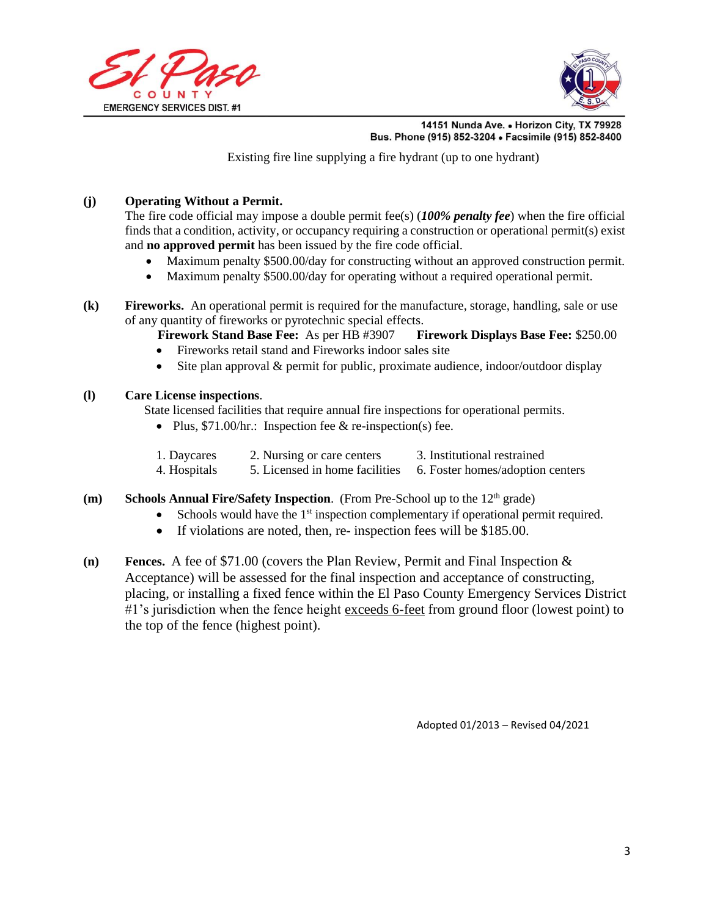Existing fire line supplying a fire hydrant (up to one hydrant)

**(j)** **Operating Without a Permit.**
The fire code official may impose a double permit fee(s) (***100% penalty fee***) when the fire official finds that a condition, activity, or occupancy requiring a construction or operational permit(s) exist and **no approved permit** has been issued by the fire code official.

- Maximum penalty $500.00/day for constructing without an approved construction permit.
- Maximum penalty $500.00/day for operating without a required operational permit.

**(k)** **Fireworks.** An operational permit is required for the manufacture, storage, handling, sale or use of any quantity of fireworks or pyrotechnic special effects.

**Firework Stand Base Fee:** As per HB #3907 **Firework Displays Base Fee:** $250.00

- Fireworks retail stand and Fireworks indoor sales site
- Site plan approval & permit for public, proximate audience, indoor/outdoor display

**(l)** **Care License inspections**.
State licensed facilities that require annual fire inspections for operational permits.

- Plus, $71.00/hr.: Inspection fee & re-inspection(s) fee.

| | | |
|---|---|---|
| 1. Daycares | 2. Nursing or care centers | 3. Institutional restrained |
| 4. Hospitals | 5. Licensed in home facilities | 6. Foster homes/adoption centers |

**(m)** **Schools Annual Fire/Safety Inspection**. (From Pre-School up to the 12th grade)

- Schools would have the 1st inspection complementary if operational permit required.
- If violations are noted, then, re- inspection fees will be $185.00.

**(n)** **Fences.** A fee of $71.00 (covers the Plan Review, Permit and Final Inspection & Acceptance) will be assessed for the final inspection and acceptance of constructing, placing, or installing a fixed fence within the El Paso County Emergency Services District #1's jurisdiction when the fence height exceeds 6-feet from ground floor (lowest point) to the top of the fence (highest point).

Adopted 01/2013 – Revised 04/2021